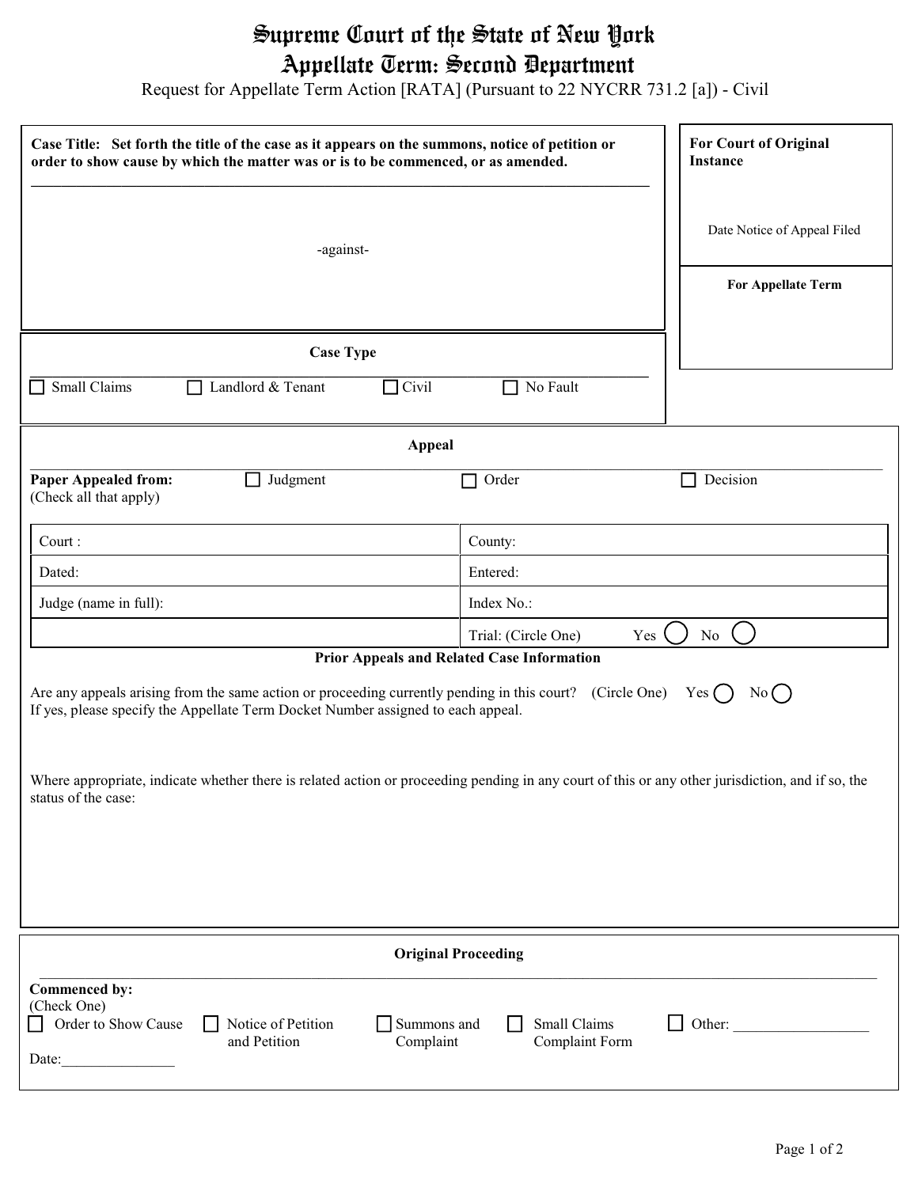# Supreme Court of the State of New York
## Appellate Term: Second Department

Request for Appellate Term Action [RATA] (Pursuant to 22 NYCRR 731.2 [a]) - Civil

**Case Title: Set forth the title of the case as it appears on the summons, notice of petition or order to show cause by which the matter was or is to be commenced, or as amended.**

-against-

**For Court of Original Instance**

Date Notice of Appeal Filed

**For Appellate Term**

**Case Type**

☐ Small Claims ☐ Landlord & Tenant ☐ Civil ☐ No Fault

**Appeal**

**Paper Appealed from:** (Check all that apply) ☐ Judgment ☐ Order ☐ Decision

| | |
|---|---|
| Court : | County: |
| Dated: | Entered: |
| Judge (name in full): | Index No.: |
| | Trial: (Circle One) Yes ◯ No ◯ |

**Prior Appeals and Related Case Information**

Are any appeals arising from the same action or proceeding currently pending in this court? (Circle One) Yes ◯ No ◯
If yes, please specify the Appellate Term Docket Number assigned to each appeal.

Where appropriate, indicate whether there is related action or proceeding pending in any court of this or any other jurisdiction, and if so, the status of the case:

**Original Proceeding**

**Commenced by:**
(Check One)

☐ Order to Show Cause ☐ Notice of Petition and Petition ☐ Summons and Complaint ☐ Small Claims Complaint Form ☐ Other: ___________________

Date:_______________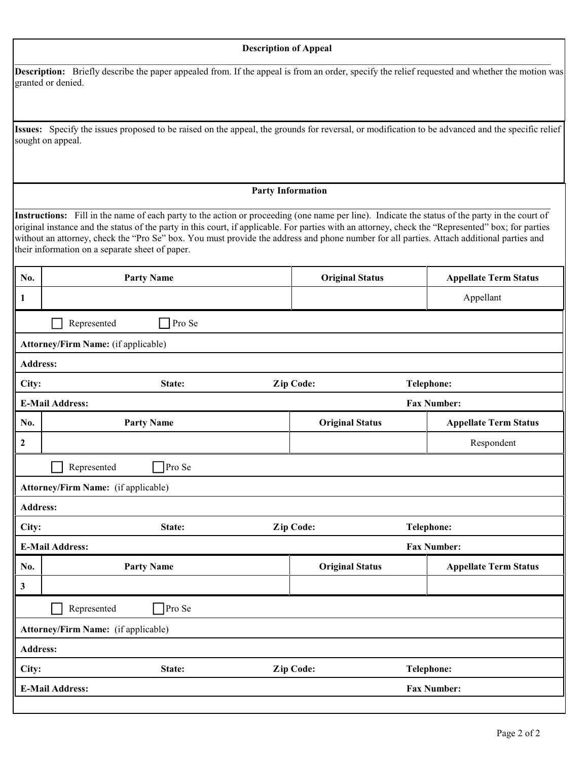## Description of Appeal

**Description:** Briefly describe the paper appealed from. If the appeal is from an order, specify the relief requested and whether the motion was granted or denied.

**Issues:** Specify the issues proposed to be raised on the appeal, the grounds for reversal, or modification to be advanced and the specific relief sought on appeal.

## Party Information

**Instructions:** Fill in the name of each party to the action or proceeding (one name per line). Indicate the status of the party in the court of original instance and the status of the party in this court, if applicable. For parties with an attorney, check the "Represented" box; for parties without an attorney, check the "Pro Se" box. You must provide the address and phone number for all parties. Attach additional parties and their information on a separate sheet of paper.

| No. | Party Name | Original Status | Appellate Term Status |
|---|---|---|---|
| 1 | | | Appellant |

☐ Represented ☐ Pro Se

**Attorney/Firm Name:** (if applicable)

**Address:**

**City:** **State:** **Zip Code:** **Telephone:**

**E-Mail Address:** **Fax Number:**

| No. | Party Name | Original Status | Appellate Term Status |
|---|---|---|---|
| 2 | | | Respondent |

☐ Represented ☐ Pro Se

**Attorney/Firm Name:** (if applicable)

**Address:**

**City:** **State:** **Zip Code:** **Telephone:**

**E-Mail Address:** **Fax Number:**

| No. | Party Name | Original Status | Appellate Term Status |
|---|---|---|---|
| 3 | | | |

☐ Represented ☐ Pro Se

**Attorney/Firm Name:** (if applicable)

**Address:**

**City:** **State:** **Zip Code:** **Telephone:**

**E-Mail Address:** **Fax Number:**